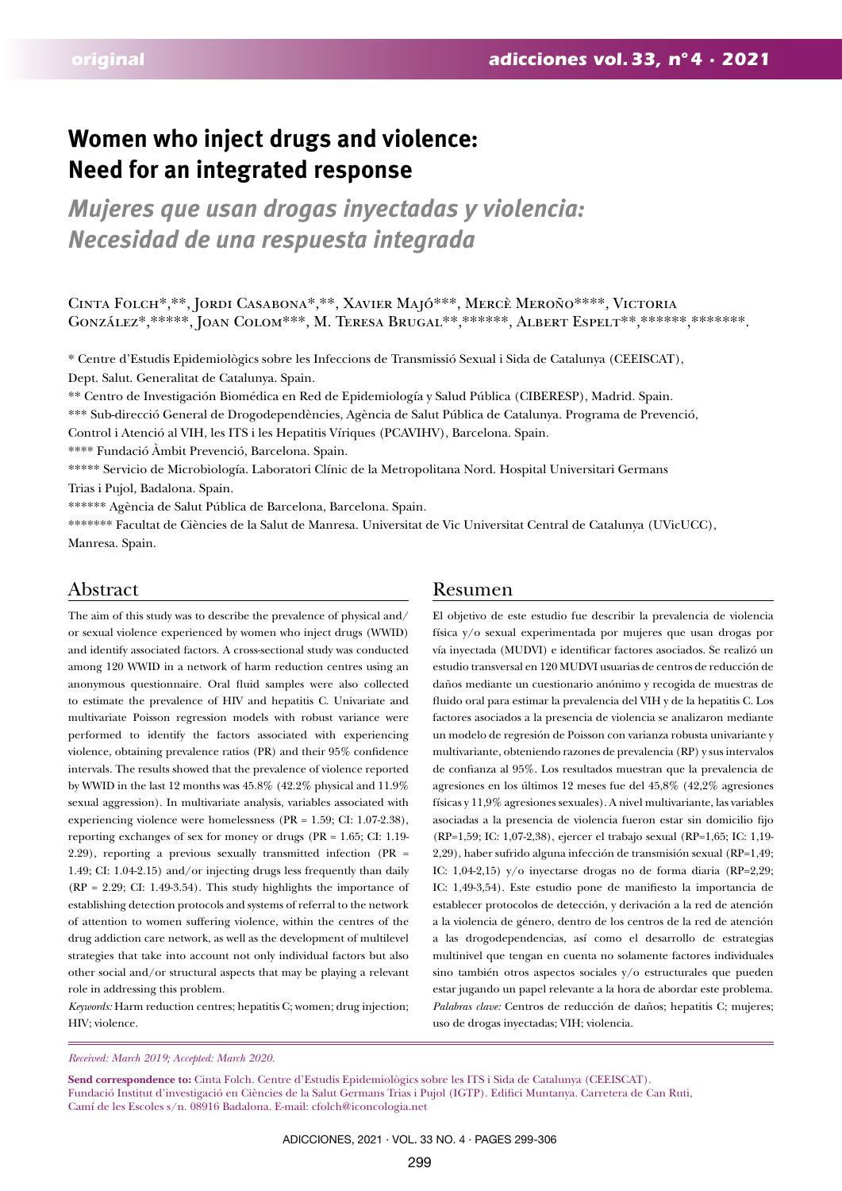# Women who inject drugs and violence: Need for an integrated response

## *Mujeres que usan drogas inyectadas y violencia: Necesidad de una respuesta integrada*

Cinta Folch*,**, Jordi Casabona*,**, Xavier Majó***, Mercè Meroño****, Victoria González*,*****, Joan Colom***, M. Teresa Brugal**,******, Albert Espelt**,******,*******.

\* Centre d'Estudis Epidemiològics sobre les Infeccions de Transmissió Sexual i Sida de Catalunya (CEEISCAT), Dept. Salut. Generalitat de Catalunya. Spain.

\*\* Centro de Investigación Biomédica en Red de Epidemiología y Salud Pública (CIBERESP), Madrid. Spain.

\*\*\* Sub-direcció General de Drogodependències, Agència de Salut Pública de Catalunya. Programa de Prevenció, Control i Atenció al VIH, les ITS i les Hepatitis Víriques (PCAVIHV), Barcelona. Spain.

\*\*\*\* Fundació Àmbit Prevenció, Barcelona. Spain.

\*\*\*\*\* Servicio de Microbiología. Laboratori Clínic de la Metropolitana Nord. Hospital Universitari Germans Trias i Pujol, Badalona. Spain.

\*\*\*\*\*\* Agència de Salut Pública de Barcelona, Barcelona. Spain.

\*\*\*\*\*\*\* Facultat de Ciències de la Salut de Manresa. Universitat de Vic Universitat Central de Catalunya (UVicUCC), Manresa. Spain.

## Abstract

The aim of this study was to describe the prevalence of physical and/or sexual violence experienced by women who inject drugs (WWID) and identify associated factors. A cross-sectional study was conducted among 120 WWID in a network of harm reduction centres using an anonymous questionnaire. Oral fluid samples were also collected to estimate the prevalence of HIV and hepatitis C. Univariate and multivariate Poisson regression models with robust variance were performed to identify the factors associated with experiencing violence, obtaining prevalence ratios (PR) and their 95% confidence intervals. The results showed that the prevalence of violence reported by WWID in the last 12 months was 45.8% (42.2% physical and 11.9% sexual aggression). In multivariate analysis, variables associated with experiencing violence were homelessness (PR = 1.59; CI: 1.07-2.38), reporting exchanges of sex for money or drugs (PR = 1.65; CI: 1.19-2.29), reporting a previous sexually transmitted infection (PR = 1.49; CI: 1.04-2.15) and/or injecting drugs less frequently than daily (RP = 2.29; CI: 1.49-3.54). This study highlights the importance of establishing detection protocols and systems of referral to the network of attention to women suffering violence, within the centres of the drug addiction care network, as well as the development of multilevel strategies that take into account not only individual factors but also other social and/or structural aspects that may be playing a relevant role in addressing this problem.

*Keywords:* Harm reduction centres; hepatitis C; women; drug injection; HIV; violence.

## Resumen

El objetivo de este estudio fue describir la prevalencia de violencia física y/o sexual experimentada por mujeres que usan drogas por vía inyectada (MUDVI) e identificar factores asociados. Se realizó un estudio transversal en 120 MUDVI usuarias de centros de reducción de daños mediante un cuestionario anónimo y recogida de muestras de fluido oral para estimar la prevalencia del VIH y de la hepatitis C. Los factores asociados a la presencia de violencia se analizaron mediante un modelo de regresión de Poisson con varianza robusta univariante y multivariante, obteniendo razones de prevalencia (RP) y sus intervalos de confianza al 95%. Los resultados muestran que la prevalencia de agresiones en los últimos 12 meses fue del 45,8% (42,2% agresiones físicas y 11,9% agresiones sexuales). A nivel multivariante, las variables asociadas a la presencia de violencia fueron estar sin domicilio fijo (RP=1,59; IC: 1,07-2,38), ejercer el trabajo sexual (RP=1,65; IC: 1,19-2,29), haber sufrido alguna infección de transmisión sexual (RP=1,49; IC: 1,04-2,15) y/o inyectarse drogas no de forma diaria (RP=2,29; IC: 1,49-3,54). Este estudio pone de manifiesto la importancia de establecer protocolos de detección, y derivación a la red de atención a la violencia de género, dentro de los centros de la red de atención a las drogodependencias, así como el desarrollo de estrategias multinivel que tengan en cuenta no solamente factores individuales sino también otros aspectos sociales y/o estructurales que pueden estar jugando un papel relevante a la hora de abordar este problema.

*Palabras clave:* Centros de reducción de daños; hepatitis C; mujeres; uso de drogas inyectadas; VIH; violencia.

*Received: March 2019; Accepted: March 2020.*

**Send correspondence to:** Cinta Folch. Centre d'Estudis Epidemiològics sobre les ITS i Sida de Catalunya (CEEISCAT). Fundació Institut d'investigació en Ciències de la Salut Germans Trias i Pujol (IGTP). Edifici Muntanya. Carretera de Can Ruti, Camí de les Escoles s/n. 08916 Badalona. E-mail: cfolch@iconcologia.net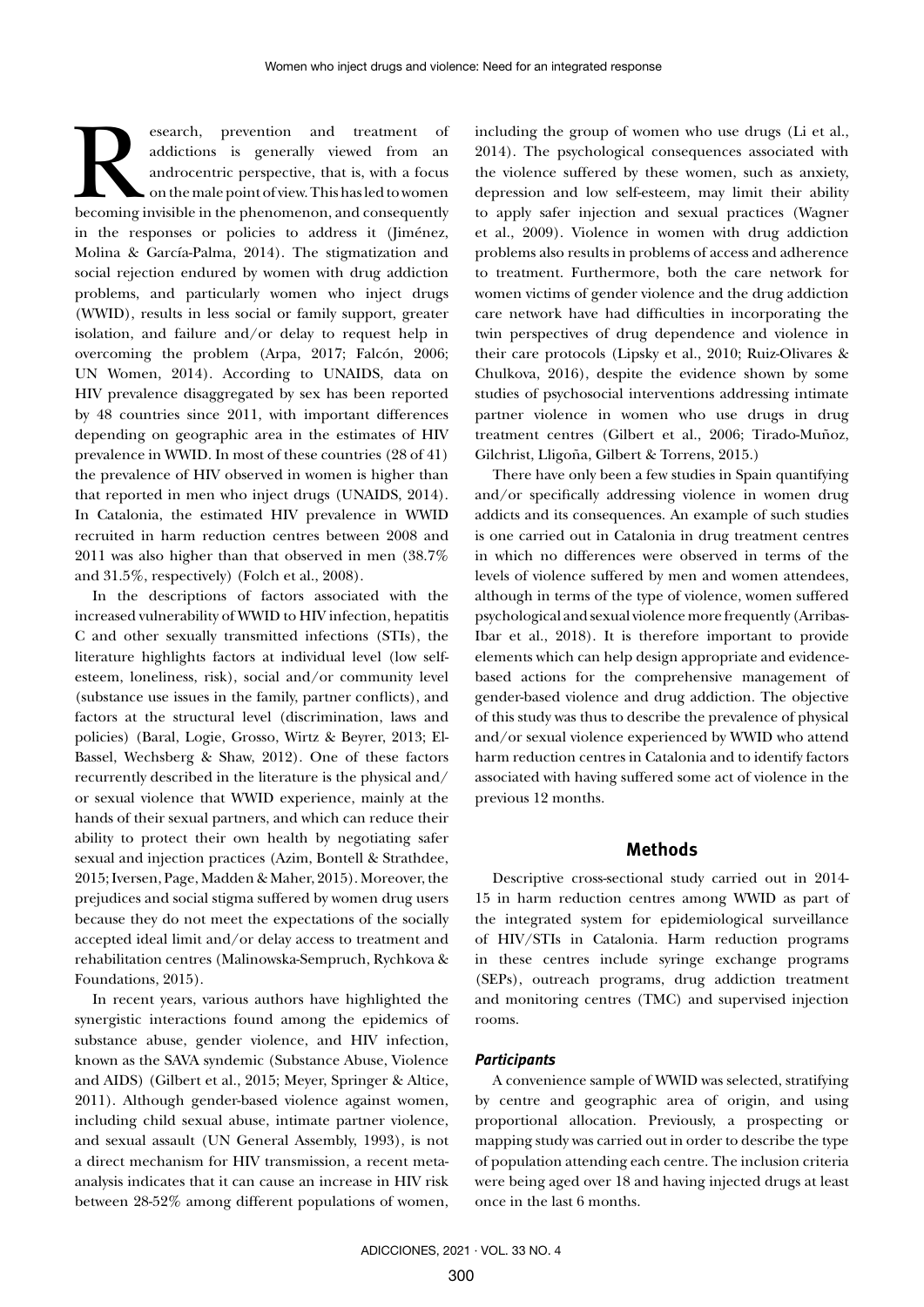Research, prevention and treatment of addictions is generally viewed from an androcentric perspective, that is, with a focus on the male point of view. This has led to women becoming invisible in the phenomenon, and consequently in the responses or policies to address it (Jiménez, Molina & García-Palma, 2014). The stigmatization and social rejection endured by women with drug addiction problems, and particularly women who inject drugs (WWID), results in less social or family support, greater isolation, and failure and/or delay to request help in overcoming the problem (Arpa, 2017; Falcón, 2006; UN Women, 2014). According to UNAIDS, data on HIV prevalence disaggregated by sex has been reported by 48 countries since 2011, with important differences depending on geographic area in the estimates of HIV prevalence in WWID. In most of these countries (28 of 41) the prevalence of HIV observed in women is higher than that reported in men who inject drugs (UNAIDS, 2014). In Catalonia, the estimated HIV prevalence in WWID recruited in harm reduction centres between 2008 and 2011 was also higher than that observed in men (38.7% and 31.5%, respectively) (Folch et al., 2008).

In the descriptions of factors associated with the increased vulnerability of WWID to HIV infection, hepatitis C and other sexually transmitted infections (STIs), the literature highlights factors at individual level (low self-esteem, loneliness, risk), social and/or community level (substance use issues in the family, partner conflicts), and factors at the structural level (discrimination, laws and policies) (Baral, Logie, Grosso, Wirtz & Beyrer, 2013; El-Bassel, Wechsberg & Shaw, 2012). One of these factors recurrently described in the literature is the physical and/or sexual violence that WWID experience, mainly at the hands of their sexual partners, and which can reduce their ability to protect their own health by negotiating safer sexual and injection practices (Azim, Bontell & Strathdee, 2015; Iversen, Page, Madden & Maher, 2015). Moreover, the prejudices and social stigma suffered by women drug users because they do not meet the expectations of the socially accepted ideal limit and/or delay access to treatment and rehabilitation centres (Malinowska-Sempruch, Rychkova & Foundations, 2015).

In recent years, various authors have highlighted the synergistic interactions found among the epidemics of substance abuse, gender violence, and HIV infection, known as the SAVA syndemic (Substance Abuse, Violence and AIDS) (Gilbert et al., 2015; Meyer, Springer & Altice, 2011). Although gender-based violence against women, including child sexual abuse, intimate partner violence, and sexual assault (UN General Assembly, 1993), is not a direct mechanism for HIV transmission, a recent meta-analysis indicates that it can cause an increase in HIV risk between 28-52% among different populations of women, including the group of women who use drugs (Li et al., 2014). The psychological consequences associated with the violence suffered by these women, such as anxiety, depression and low self-esteem, may limit their ability to apply safer injection and sexual practices (Wagner et al., 2009). Violence in women with drug addiction problems also results in problems of access and adherence to treatment. Furthermore, both the care network for women victims of gender violence and the drug addiction care network have had difficulties in incorporating the twin perspectives of drug dependence and violence in their care protocols (Lipsky et al., 2010; Ruiz-Olivares & Chulkova, 2016), despite the evidence shown by some studies of psychosocial interventions addressing intimate partner violence in women who use drugs in drug treatment centres (Gilbert et al., 2006; Tirado-Muñoz, Gilchrist, Lligoña, Gilbert & Torrens, 2015.)

There have only been a few studies in Spain quantifying and/or specifically addressing violence in women drug addicts and its consequences. An example of such studies is one carried out in Catalonia in drug treatment centres in which no differences were observed in terms of the levels of violence suffered by men and women attendees, although in terms of the type of violence, women suffered psychological and sexual violence more frequently (Arribas-Ibar et al., 2018). It is therefore important to provide elements which can help design appropriate and evidence-based actions for the comprehensive management of gender-based violence and drug addiction. The objective of this study was thus to describe the prevalence of physical and/or sexual violence experienced by WWID who attend harm reduction centres in Catalonia and to identify factors associated with having suffered some act of violence in the previous 12 months.

## Methods

Descriptive cross-sectional study carried out in 2014-15 in harm reduction centres among WWID as part of the integrated system for epidemiological surveillance of HIV/STIs in Catalonia. Harm reduction programs in these centres include syringe exchange programs (SEPs), outreach programs, drug addiction treatment and monitoring centres (TMC) and supervised injection rooms.

### *Participants*

A convenience sample of WWID was selected, stratifying by centre and geographic area of origin, and using proportional allocation. Previously, a prospecting or mapping study was carried out in order to describe the type of population attending each centre. The inclusion criteria were being aged over 18 and having injected drugs at least once in the last 6 months.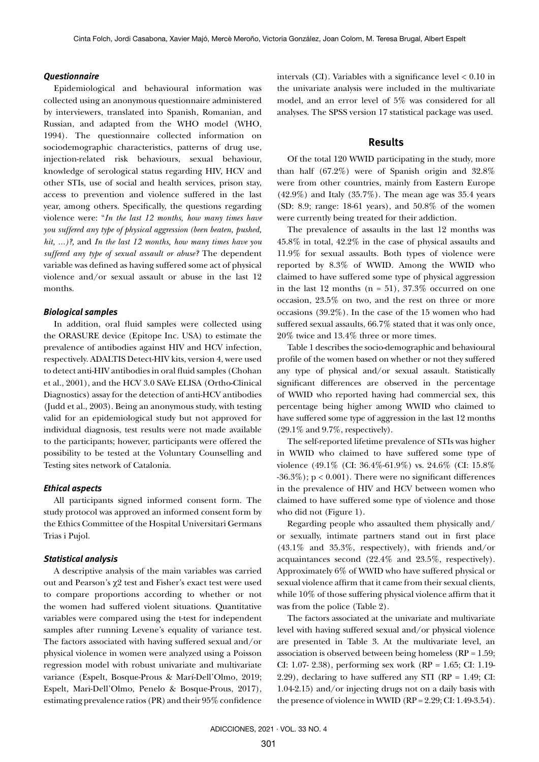### *Questionnaire*

Epidemiological and behavioural information was collected using an anonymous questionnaire administered by interviewers, translated into Spanish, Romanian, and Russian, and adapted from the WHO model (WHO, 1994). The questionnaire collected information on sociodemographic characteristics, patterns of drug use, injection-related risk behaviours, sexual behaviour, knowledge of serological status regarding HIV, HCV and other STIs, use of social and health services, prison stay, access to prevention and violence suffered in the last year, among others. Specifically, the questions regarding violence were: "*In the last 12 months, how many times have you suffered any type of physical aggression (been beaten, pushed, hit, ...)?,* and *In the last 12 months, how many times have you suffered any type of sexual assault or abuse?* The dependent variable was defined as having suffered some act of physical violence and/or sexual assault or abuse in the last 12 months.

### *Biological samples*

In addition, oral fluid samples were collected using the ORASURE device (Epitope Inc. USA) to estimate the prevalence of antibodies against HIV and HCV infection, respectively. ADALTIS Detect-HIV kits, version 4, were used to detect anti-HIV antibodies in oral fluid samples (Chohan et al., 2001), and the HCV 3.0 SAVe ELISA (Ortho-Clinical Diagnostics) assay for the detection of anti-HCV antibodies (Judd et al., 2003). Being an anonymous study, with testing valid for an epidemiological study but not approved for individual diagnosis, test results were not made available to the participants; however, participants were offered the possibility to be tested at the Voluntary Counselling and Testing sites network of Catalonia.

### *Ethical aspects*

All participants signed informed consent form. The study protocol was approved an informed consent form by the Ethics Committee of the Hospital Universitari Germans Trias i Pujol.

### *Statistical analysis*

A descriptive analysis of the main variables was carried out and Pearson's $\chi^2$ test and Fisher's exact test were used to compare proportions according to whether or not the women had suffered violent situations. Quantitative variables were compared using the t-test for independent samples after running Levene's equality of variance test. The factors associated with having suffered sexual and/or physical violence in women were analyzed using a Poisson regression model with robust univariate and multivariate variance (Espelt, Bosque-Prous & Marí-Dell'Olmo, 2019; Espelt, Mari-Dell'Olmo, Penelo & Bosque-Prous, 2017), estimating prevalence ratios (PR) and their 95% confidence intervals (CI). Variables with a significance level < 0.10 in the univariate analysis were included in the multivariate model, and an error level of 5% was considered for all analyses. The SPSS version 17 statistical package was used.

## Results

Of the total 120 WWID participating in the study, more than half (67.2%) were of Spanish origin and 32.8% were from other countries, mainly from Eastern Europe (42.9%) and Italy (35.7%). The mean age was 35.4 years (SD: 8.9; range: 18-61 years), and 50.8% of the women were currently being treated for their addiction.

The prevalence of assaults in the last 12 months was 45.8% in total, 42.2% in the case of physical assaults and 11.9% for sexual assaults. Both types of violence were reported by 8.3% of WWID. Among the WWID who claimed to have suffered some type of physical aggression in the last 12 months (n = 51), 37.3% occurred on one occasion, 23.5% on two, and the rest on three or more occasions (39.2%). In the case of the 15 women who had suffered sexual assaults, 66.7% stated that it was only once, 20% twice and 13.4% three or more times.

Table 1 describes the socio-demographic and behavioural profile of the women based on whether or not they suffered any type of physical and/or sexual assault. Statistically significant differences are observed in the percentage of WWID who reported having had commercial sex, this percentage being higher among WWID who claimed to have suffered some type of aggression in the last 12 months (29.1% and 9.7%, respectively).

The self-reported lifetime prevalence of STIs was higher in WWID who claimed to have suffered some type of violence (49.1% (CI: 36.4%-61.9%) vs. 24.6% (CI: 15.8% -36.3%); $p < 0.001$). There were no significant differences in the prevalence of HIV and HCV between women who claimed to have suffered some type of violence and those who did not (Figure 1).

Regarding people who assaulted them physically and/or sexually, intimate partners stand out in first place (43.1% and 35.3%, respectively), with friends and/or acquaintances second (22.4% and 23.5%, respectively). Approximately 6% of WWID who have suffered physical or sexual violence affirm that it came from their sexual clients, while 10% of those suffering physical violence affirm that it was from the police (Table 2).

The factors associated at the univariate and multivariate level with having suffered sexual and/or physical violence are presented in Table 3. At the multivariate level, an association is observed between being homeless (RP = 1.59; CI: 1.07- 2.38), performing sex work (RP = 1.65; CI: 1.19-2.29), declaring to have suffered any STI (RP = 1.49; CI: 1.04-2.15) and/or injecting drugs not on a daily basis with the presence of violence in WWID (RP = 2.29; CI: 1.49-3.54).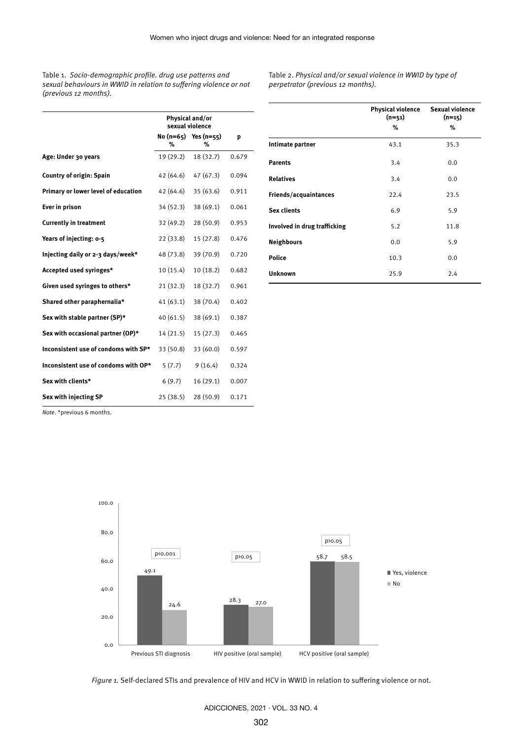Table 1. *Socio-demographic profile. drug use patterns and sexual behaviours in WWID in relation to suffering violence or not (previous 12 months).*

| | Physical and/or sexual violence | | |
|---|---|---|---|
| | No (n=65) % | Yes (n=55) % | p |
| **Age: Under 30 years** | 19 (29.2) | 18 (32.7) | 0.679 |
| **Country of origin: Spain** | 42 (64.6) | 47 (67.3) | 0.094 |
| **Primary or lower level of education** | 42 (64.6) | 35 (63.6) | 0.911 |
| **Ever in prison** | 34 (52.3) | 38 (69.1) | 0.061 |
| **Currently in treatment** | 32 (49.2) | 28 (50.9) | 0.953 |
| **Years of injecting: 0-5** | 22 (33.8) | 15 (27.8) | 0.476 |
| **Injecting daily or 2-3 days/week*** | 48 (73.8) | 39 (70.9) | 0.720 |
| **Accepted used syringes*** | 10 (15.4) | 10 (18.2) | 0.682 |
| **Given used syringes to others*** | 21 (32.3) | 18 (32.7) | 0.961 |
| **Shared other paraphernalia*** | 41 (63.1) | 38 (70.4) | 0.402 |
| **Sex with stable partner (SP)*** | 40 (61.5) | 38 (69.1) | 0.387 |
| **Sex with occasional partner (OP)*** | 14 (21.5) | 15 (27.3) | 0.465 |
| **Inconsistent use of condoms with SP*** | 33 (50.8) | 33 (60.0) | 0.597 |
| **Inconsistent use of condoms with OP*** | 5 (7.7) | 9 (16.4) | 0.324 |
| **Sex with clients*** | 6 (9.7) | 16 (29.1) | 0.007 |
| **Sex with injecting SP** | 25 (38.5) | 28 (50.9) | 0.171 |

*Note*. *previous 6 months.

Table 2. *Physical and/or sexual violence in WWID by type of perpetrator (previous 12 months).*

| | Physical violence (n=51) % | Sexual violence (n=15) % |
|---|---|---|
| **Intimate partner** | 43.1 | 35.3 |
| **Parents** | 3.4 | 0.0 |
| **Relatives** | 3.4 | 0.0 |
| **Friends/acquaintances** | 22.4 | 23.5 |
| **Sex clients** | 6.9 | 5.9 |
| **Involved in drug trafficking** | 5.2 | 11.8 |
| **Neighbours** | 0.0 | 5.9 |
| **Police** | 10.3 | 0.0 |
| **Unknown** | 25.9 | 2.4 |

| | Yes, violence | No | p |
|---|---|---|---|
| Previous STI diagnosis | 49.1 | 24.6 | p<0.001 |
| HIV positive (oral sample) | 28.3 | 27.0 | p>0.05 |
| HCV positive (oral sample) | 58.7 | 58.5 | p>0.05 |

*Figure 1.* Self-declared STIs and prevalence of HIV and HCV in WWID in relation to suffering violence or not.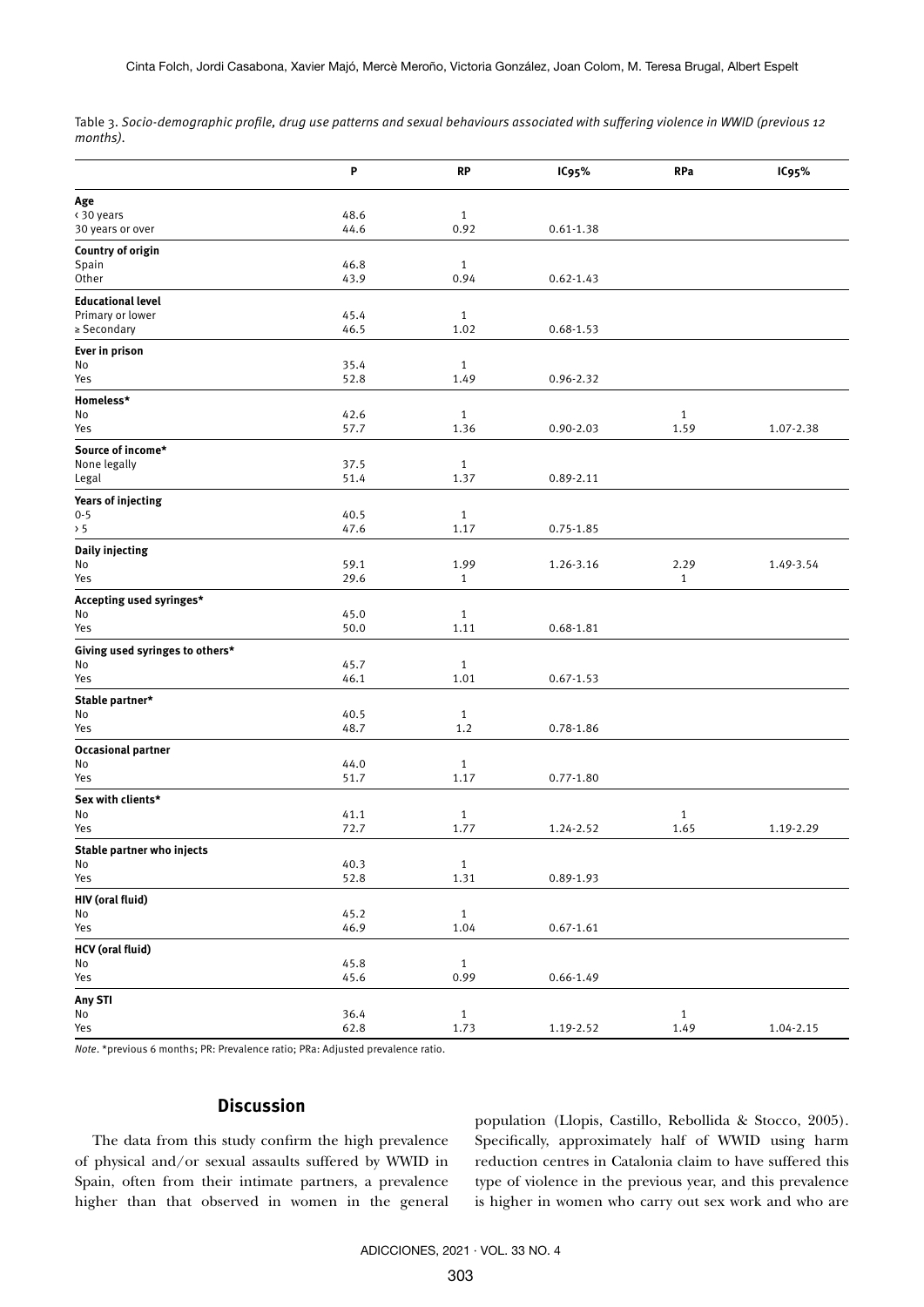Table 3. *Socio-demographic profile, drug use patterns and sexual behaviours associated with suffering violence in WWID (previous 12 months).*

| | P | RP | IC95% | RPa | IC95% |
|---|---|---|---|---|---|
| **Age** | | | | | |
| ‹ 30 years | 48.6 | 1 | | | |
| 30 years or over | 44.6 | 0.92 | 0.61-1.38 | | |
| **Country of origin** | | | | | |
| Spain | 46.8 | 1 | | | |
| Other | 43.9 | 0.94 | 0.62-1.43 | | |
| **Educational level** | | | | | |
| Primary or lower | 45.4 | 1 | | | |
| ≥ Secondary | 46.5 | 1.02 | 0.68-1.53 | | |
| **Ever in prison** | | | | | |
| No | 35.4 | 1 | | | |
| Yes | 52.8 | 1.49 | 0.96-2.32 | | |
| **Homeless*** | | | | | |
| No | 42.6 | 1 | | 1 | |
| Yes | 57.7 | 1.36 | 0.90-2.03 | 1.59 | 1.07-2.38 |
| **Source of income*** | | | | | |
| None legally | 37.5 | 1 | | | |
| Legal | 51.4 | 1.37 | 0.89-2.11 | | |
| **Years of injecting** | | | | | |
| 0-5 | 40.5 | 1 | | | |
| › 5 | 47.6 | 1.17 | 0.75-1.85 | | |
| **Daily injecting** | | | | | |
| No | 59.1 | 1.99 | 1.26-3.16 | 2.29 | 1.49-3.54 |
| Yes | 29.6 | 1 | | 1 | |
| **Accepting used syringes*** | | | | | |
| No | 45.0 | 1 | | | |
| Yes | 50.0 | 1.11 | 0.68-1.81 | | |
| **Giving used syringes to others*** | | | | | |
| No | 45.7 | 1 | | | |
| Yes | 46.1 | 1.01 | 0.67-1.53 | | |
| **Stable partner*** | | | | | |
| No | 40.5 | 1 | | | |
| Yes | 48.7 | 1.2 | 0.78-1.86 | | |
| **Occasional partner** | | | | | |
| No | 44.0 | 1 | | | |
| Yes | 51.7 | 1.17 | 0.77-1.80 | | |
| **Sex with clients*** | | | | | |
| No | 41.1 | 1 | | 1 | |
| Yes | 72.7 | 1.77 | 1.24-2.52 | 1.65 | 1.19-2.29 |
| **Stable partner who injects** | | | | | |
| No | 40.3 | 1 | | | |
| Yes | 52.8 | 1.31 | 0.89-1.93 | | |
| **HIV (oral fluid)** | | | | | |
| No | 45.2 | 1 | | | |
| Yes | 46.9 | 1.04 | 0.67-1.61 | | |
| **HCV (oral fluid)** | | | | | |
| No | 45.8 | 1 | | | |
| Yes | 45.6 | 0.99 | 0.66-1.49 | | |
| **Any STI** | | | | | |
| No | 36.4 | 1 | | 1 | |
| Yes | 62.8 | 1.73 | 1.19-2.52 | 1.49 | 1.04-2.15 |

*Note*. *previous 6 months; PR: Prevalence ratio; PRa: Adjusted prevalence ratio.

## Discussion

The data from this study confirm the high prevalence of physical and/or sexual assaults suffered by WWID in Spain, often from their intimate partners, a prevalence higher than that observed in women in the general population (Llopis, Castillo, Rebollida & Stocco, 2005). Specifically, approximately half of WWID using harm reduction centres in Catalonia claim to have suffered this type of violence in the previous year, and this prevalence is higher in women who carry out sex work and who are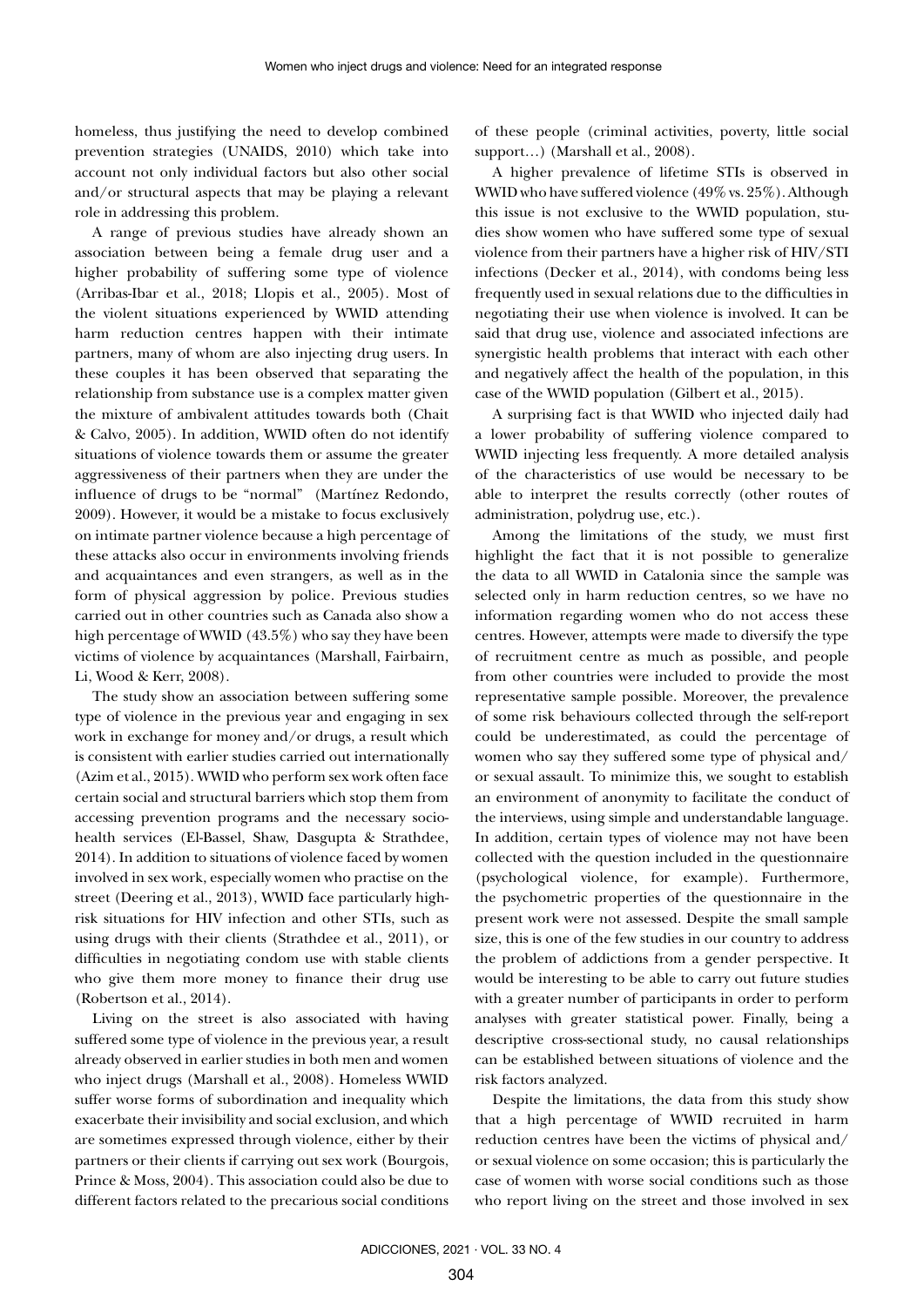homeless, thus justifying the need to develop combined prevention strategies (UNAIDS, 2010) which take into account not only individual factors but also other social and/or structural aspects that may be playing a relevant role in addressing this problem.

A range of previous studies have already shown an association between being a female drug user and a higher probability of suffering some type of violence (Arribas-Ibar et al., 2018; Llopis et al., 2005). Most of the violent situations experienced by WWID attending harm reduction centres happen with their intimate partners, many of whom are also injecting drug users. In these couples it has been observed that separating the relationship from substance use is a complex matter given the mixture of ambivalent attitudes towards both (Chait & Calvo, 2005). In addition, WWID often do not identify situations of violence towards them or assume the greater aggressiveness of their partners when they are under the influence of drugs to be "normal" (Martínez Redondo, 2009). However, it would be a mistake to focus exclusively on intimate partner violence because a high percentage of these attacks also occur in environments involving friends and acquaintances and even strangers, as well as in the form of physical aggression by police. Previous studies carried out in other countries such as Canada also show a high percentage of WWID (43.5%) who say they have been victims of violence by acquaintances (Marshall, Fairbairn, Li, Wood & Kerr, 2008).

The study show an association between suffering some type of violence in the previous year and engaging in sex work in exchange for money and/or drugs, a result which is consistent with earlier studies carried out internationally (Azim et al., 2015). WWID who perform sex work often face certain social and structural barriers which stop them from accessing prevention programs and the necessary socio-health services (El-Bassel, Shaw, Dasgupta & Strathdee, 2014). In addition to situations of violence faced by women involved in sex work, especially women who practise on the street (Deering et al., 2013), WWID face particularly high-risk situations for HIV infection and other STIs, such as using drugs with their clients (Strathdee et al., 2011), or difficulties in negotiating condom use with stable clients who give them more money to finance their drug use (Robertson et al., 2014).

Living on the street is also associated with having suffered some type of violence in the previous year, a result already observed in earlier studies in both men and women who inject drugs (Marshall et al., 2008). Homeless WWID suffer worse forms of subordination and inequality which exacerbate their invisibility and social exclusion, and which are sometimes expressed through violence, either by their partners or their clients if carrying out sex work (Bourgois, Prince & Moss, 2004). This association could also be due to different factors related to the precarious social conditions of these people (criminal activities, poverty, little social support…) (Marshall et al., 2008).

A higher prevalence of lifetime STIs is observed in WWID who have suffered violence (49% vs. 25%). Although this issue is not exclusive to the WWID population, studies show women who have suffered some type of sexual violence from their partners have a higher risk of HIV/STI infections (Decker et al., 2014), with condoms being less frequently used in sexual relations due to the difficulties in negotiating their use when violence is involved. It can be said that drug use, violence and associated infections are synergistic health problems that interact with each other and negatively affect the health of the population, in this case of the WWID population (Gilbert et al., 2015).

A surprising fact is that WWID who injected daily had a lower probability of suffering violence compared to WWID injecting less frequently. A more detailed analysis of the characteristics of use would be necessary to be able to interpret the results correctly (other routes of administration, polydrug use, etc.).

Among the limitations of the study, we must first highlight the fact that it is not possible to generalize the data to all WWID in Catalonia since the sample was selected only in harm reduction centres, so we have no information regarding women who do not access these centres. However, attempts were made to diversify the type of recruitment centre as much as possible, and people from other countries were included to provide the most representative sample possible. Moreover, the prevalence of some risk behaviours collected through the self-report could be underestimated, as could the percentage of women who say they suffered some type of physical and/or sexual assault. To minimize this, we sought to establish an environment of anonymity to facilitate the conduct of the interviews, using simple and understandable language. In addition, certain types of violence may not have been collected with the question included in the questionnaire (psychological violence, for example). Furthermore, the psychometric properties of the questionnaire in the present work were not assessed. Despite the small sample size, this is one of the few studies in our country to address the problem of addictions from a gender perspective. It would be interesting to be able to carry out future studies with a greater number of participants in order to perform analyses with greater statistical power. Finally, being a descriptive cross-sectional study, no causal relationships can be established between situations of violence and the risk factors analyzed.

Despite the limitations, the data from this study show that a high percentage of WWID recruited in harm reduction centres have been the victims of physical and/or sexual violence on some occasion; this is particularly the case of women with worse social conditions such as those who report living on the street and those involved in sex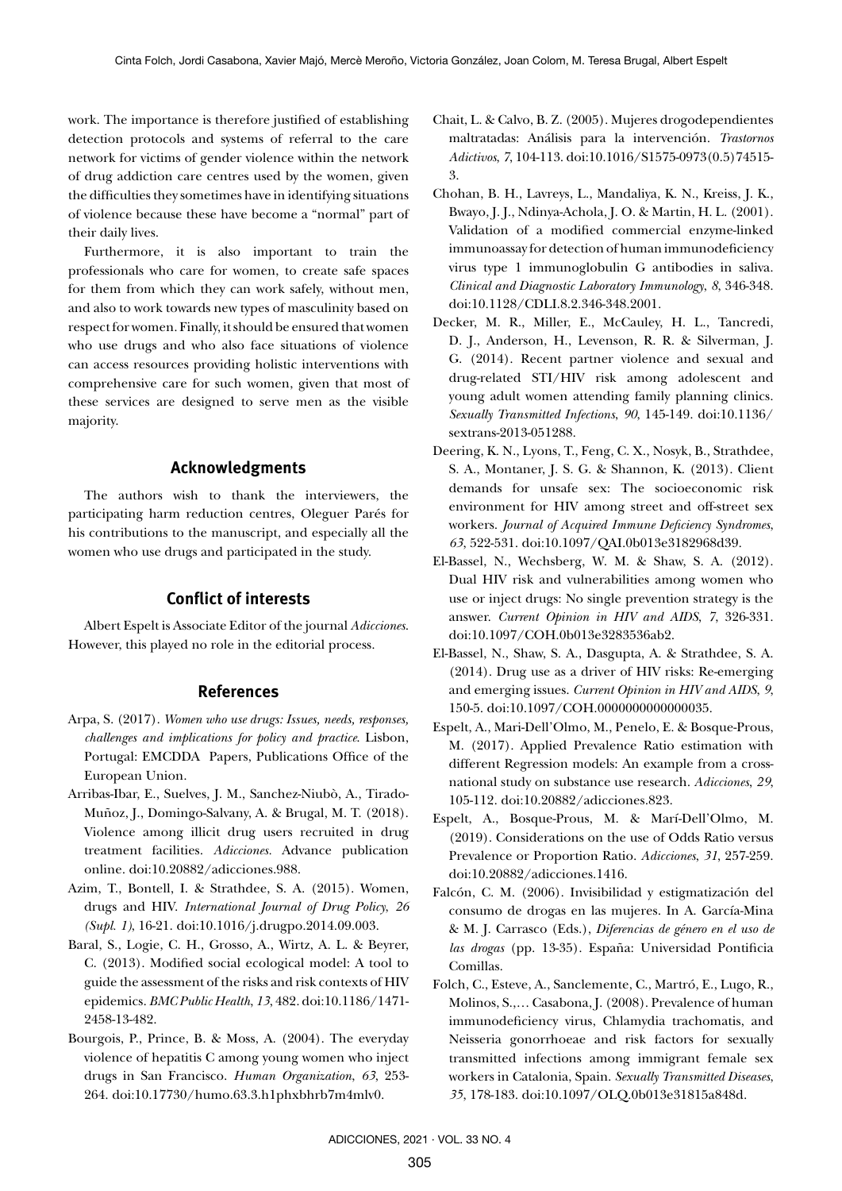work. The importance is therefore justified of establishing detection protocols and systems of referral to the care network for victims of gender violence within the network of drug addiction care centres used by the women, given the difficulties they sometimes have in identifying situations of violence because these have become a "normal" part of their daily lives.

Furthermore, it is also important to train the professionals who care for women, to create safe spaces for them from which they can work safely, without men, and also to work towards new types of masculinity based on respect for women. Finally, it should be ensured that women who use drugs and who also face situations of violence can access resources providing holistic interventions with comprehensive care for such women, given that most of these services are designed to serve men as the visible majority.

## Acknowledgments

The authors wish to thank the interviewers, the participating harm reduction centres, Oleguer Parés for his contributions to the manuscript, and especially all the women who use drugs and participated in the study.

## Conflict of interests

Albert Espelt is Associate Editor of the journal *Adicciones*. However, this played no role in the editorial process.

## References

Arpa, S. (2017). *Women who use drugs: Issues, needs, responses, challenges and implications for policy and practice*. Lisbon, Portugal: EMCDDA Papers, Publications Office of the European Union.

Arribas-Ibar, E., Suelves, J. M., Sanchez-Niubò, A., Tirado-Muñoz, J., Domingo-Salvany, A. & Brugal, M. T. (2018). Violence among illicit drug users recruited in drug treatment facilities. *Adicciones*. Advance publication online. doi:10.20882/adicciones.988.

Azim, T., Bontell, I. & Strathdee, S. A. (2015). Women, drugs and HIV. *International Journal of Drug Policy, 26 (Supl. 1)*, 16-21. doi:10.1016/j.drugpo.2014.09.003.

Baral, S., Logie, C. H., Grosso, A., Wirtz, A. L. & Beyrer, C. (2013). Modified social ecological model: A tool to guide the assessment of the risks and risk contexts of HIV epidemics. *BMC Public Health*, *13*, 482. doi:10.1186/1471-2458-13-482.

Bourgois, P., Prince, B. & Moss, A. (2004). The everyday violence of hepatitis C among young women who inject drugs in San Francisco. *Human Organization*, *63*, 253-264. doi:10.17730/humo.63.3.h1phxbhrb7m4mlv0.

Chait, L. & Calvo, B. Z. (2005). Mujeres drogodependientes maltratadas: Análisis para la intervención. *Trastornos Adictivos*, *7*, 104-113. doi:10.1016/S1575-0973(0.5)74515-3.

Chohan, B. H., Lavreys, L., Mandaliya, K. N., Kreiss, J. K., Bwayo, J. J., Ndinya-Achola, J. O. & Martin, H. L. (2001). Validation of a modified commercial enzyme-linked immunoassay for detection of human immunodeficiency virus type 1 immunoglobulin G antibodies in saliva. *Clinical and Diagnostic Laboratory Immunology*, *8*, 346-348. doi:10.1128/CDLI.8.2.346-348.2001.

Decker, M. R., Miller, E., McCauley, H. L., Tancredi, D. J., Anderson, H., Levenson, R. R. & Silverman, J. G. (2014). Recent partner violence and sexual and drug-related STI/HIV risk among adolescent and young adult women attending family planning clinics. *Sexually Transmitted Infections*, *90*, 145-149. doi:10.1136/sextrans-2013-051288.

Deering, K. N., Lyons, T., Feng, C. X., Nosyk, B., Strathdee, S. A., Montaner, J. S. G. & Shannon, K. (2013). Client demands for unsafe sex: The socioeconomic risk environment for HIV among street and off-street sex workers. *Journal of Acquired Immune Deficiency Syndromes*, *63*, 522-531. doi:10.1097/QAI.0b013e3182968d39.

El-Bassel, N., Wechsberg, W. M. & Shaw, S. A. (2012). Dual HIV risk and vulnerabilities among women who use or inject drugs: No single prevention strategy is the answer. *Current Opinion in HIV and AIDS*, *7*, 326-331. doi:10.1097/COH.0b013e3283536ab2.

El-Bassel, N., Shaw, S. A., Dasgupta, A. & Strathdee, S. A. (2014). Drug use as a driver of HIV risks: Re-emerging and emerging issues. *Current Opinion in HIV and AIDS*, *9*, 150-5. doi:10.1097/COH.0000000000000035.

Espelt, A., Mari-Dell'Olmo, M., Penelo, E. & Bosque-Prous, M. (2017). Applied Prevalence Ratio estimation with different Regression models: An example from a cross-national study on substance use research. *Adicciones*, *29*, 105-112. doi:10.20882/adicciones.823.

Espelt, A., Bosque-Prous, M. & Marí-Dell'Olmo, M. (2019). Considerations on the use of Odds Ratio versus Prevalence or Proportion Ratio. *Adicciones*, *31*, 257-259. doi:10.20882/adicciones.1416.

Falcón, C. M. (2006). Invisibilidad y estigmatización del consumo de drogas en las mujeres. In A. García-Mina & M. J. Carrasco (Eds.), *Diferencias de género en el uso de las drogas* (pp. 13-35). España: Universidad Pontificia Comillas.

Folch, C., Esteve, A., Sanclemente, C., Martró, E., Lugo, R., Molinos, S.,… Casabona, J. (2008). Prevalence of human immunodeficiency virus, Chlamydia trachomatis, and Neisseria gonorrhoeae and risk factors for sexually transmitted infections among immigrant female sex workers in Catalonia, Spain. *Sexually Transmitted Diseases*, *35*, 178-183. doi:10.1097/OLQ.0b013e31815a848d.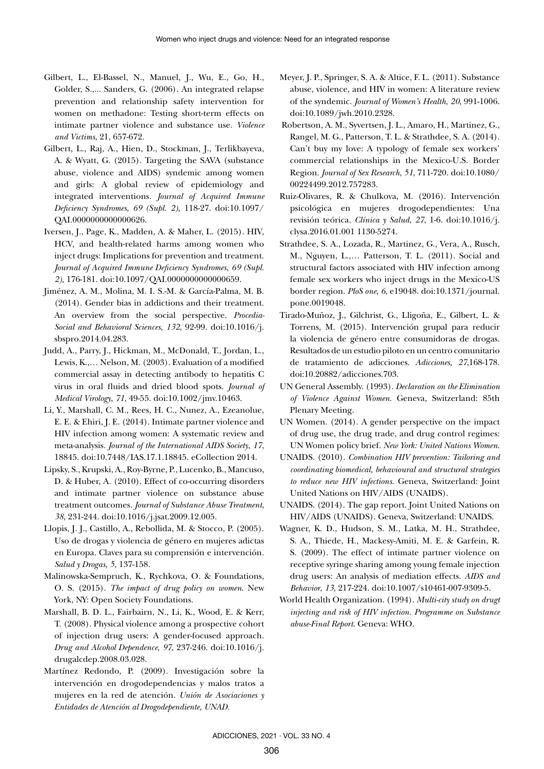Gilbert, L., El-Bassel, N., Manuel, J., Wu, E., Go, H., Golder, S.,... Sanders, G. (2006). An integrated relapse prevention and relationship safety intervention for women on methadone: Testing short-term effects on intimate partner violence and substance use. *Violence and Victims*, 21, 657-672.

Gilbert, L., Raj, A., Hien, D., Stockman, J., Terlikbayeva, A. & Wyatt, G. (2015). Targeting the SAVA (substance abuse, violence and AIDS) syndemic among women and girls: A global review of epidemiology and integrated interventions. *Journal of Acquired Immune Deficiency Syndromes*, *69 (Supl. 2),* 118-27. doi:10.1097/QAI.0000000000000626.

Iversen, J., Page, K., Madden, A. & Maher, L. (2015). HIV, HCV, and health-related harms among women who inject drugs: Implications for prevention and treatment. *Journal of Acquired Immune Deficiency Syndromes*, *69 (Supl. 2),* 176-181. doi:10.1097/QAI.0000000000000659.

Jiménez, A. M., Molina, M. I. S.-M. & García-Palma, M. B. (2014). Gender bias in addictions and their treatment. An overview from the social perspective. *Procedia-Social and Behavioral Sciences*, *132*, 92-99. doi:10.1016/j.sbspro.2014.04.283.

Judd, A., Parry, J., Hickman, M., McDonald, T., Jordan, L., Lewis, K.,… Nelson, M. (2003). Evaluation of a modified commercial assay in detecting antibody to hepatitis C virus in oral fluids and dried blood spots. *Journal of Medical Virology*, *71*, 49-55. doi:10.1002/jmv.10463.

Li, Y., Marshall, C. M., Rees, H. C., Nunez, A., Ezeanolue, E. E. & Ehiri, J. E. (2014). Intimate partner violence and HIV infection among women: A systematic review and meta-analysis. *Journal of the International AIDS Society*, *17*, 18845. doi:10.7448/IAS.17.1.18845. eCollection 2014.

Lipsky, S., Krupski, A., Roy-Byrne, P., Lucenko, B., Mancuso, D. & Huber, A. (2010). Effect of co-occurring disorders and intimate partner violence on substance abuse treatment outcomes. *Journal of Substance Abuse Treatment*, *38*, 231-244. doi:10.1016/j.jsat.2009.12.005.

Llopis, J. J., Castillo, A., Rebollida, M. & Stocco, P. (2005). Uso de drogas y violencia de género en mujeres adictas en Europa. Claves para su comprensión e intervención. *Salud y Drogas*, *5*, 137-158.

Malinowska-Sempruch, K., Rychkova, O. & Foundations, O. S. (2015). *The impact of drug policy on women*. New York, NY: Open Society Foundations.

Marshall, B. D. L., Fairbairn, N., Li, K., Wood, E. & Kerr, T. (2008). Physical violence among a prospective cohort of injection drug users: A gender-focused approach. *Drug and Alcohol Dependence, 97*, 237-246. doi:10.1016/j.drugalcdep.2008.03.028.

Martínez Redondo, P. (2009). Investigación sobre la intervención en drogodependencias y malos tratos a mujeres en la red de atención. *Unión de Asociaciones y Entidades de Atención al Drogodependiente, UNAD*.

Meyer, J. P., Springer, S. A. & Altice, F. L. (2011). Substance abuse, violence, and HIV in women: A literature review of the syndemic. *Journal of Women's Health*, *20*, 991-1006. doi:10.1089/jwh.2010.2328.

Robertson, A. M., Syvertsen, J. L., Amaro, H., Martinez, G., Rangel, M. G., Patterson, T. L. & Strathdee, S. A. (2014). Can't buy my love: A typology of female sex workers' commercial relationships in the Mexico-U.S. Border Region. *Journal of Sex Research*, *51*, 711-720. doi:10.1080/00224499.2012.757283.

Ruiz-Olivares, R. & Chulkova, M. (2016). Intervención psicológica en mujeres drogodependientes: Una revisión teórica. *Clínica y Salud*, *27*, 1-6. doi:10.1016/j.clysa.2016.01.001 1130-5274.

Strathdee, S. A., Lozada, R., Martinez, G., Vera, A., Rusch, M., Nguyen, L.,… Patterson, T. L. (2011). Social and structural factors associated with HIV infection among female sex workers who inject drugs in the Mexico-US border region. *PloS one*, *6*, e19048. doi:10.1371/journal.pone.0019048.

Tirado-Muñoz, J., Gilchrist, G., Lligoña, E., Gilbert, L. & Torrens, M. (2015). Intervención grupal para reducir la violencia de género entre consumidoras de drogas. Resultados de un estudio piloto en un centro comunitario de tratamiento de adicciones. *Adicciones, 27*,168-178. doi:10.20882/adicciones.703.

UN General Assembly. (1993). *Declaration on the Elimination of Violence Against Women*. Geneva, Switzerland: 85th Plenary Meeting.

UN Women. (2014). A gender perspective on the impact of drug use, the drug trade, and drug control regimes: UN Women policy brief. *New York: United Nations Women.*

UNAIDS. (2010). *Combination HIV prevention: Tailoring and coordinating biomedical, behavioural and structural strategies to reduce new HIV infections*. Geneva, Switzerland: Joint United Nations on HIV/AIDS (UNAIDS).

UNAIDS. (2014). The gap report. Joint United Nations on HIV/AIDS (UNAIDS). Geneva, Switzerland: UNAIDS.

Wagner, K. D., Hudson, S. M., Latka, M. H., Strathdee, S. A., Thiede, H., Mackesy-Amiti, M. E. & Garfein, R. S. (2009). The effect of intimate partner violence on receptive syringe sharing among young female injection drug users: An analysis of mediation effects. *AIDS and Behavior*, *13*, 217-224. doi:10.1007/s10461-007-9309-5.

World Health Organization. (1994). *Multi-city study on drugt injecting and risk of HIV infection. Programme on Substance abuse-Final Report*. Geneva: WHO.